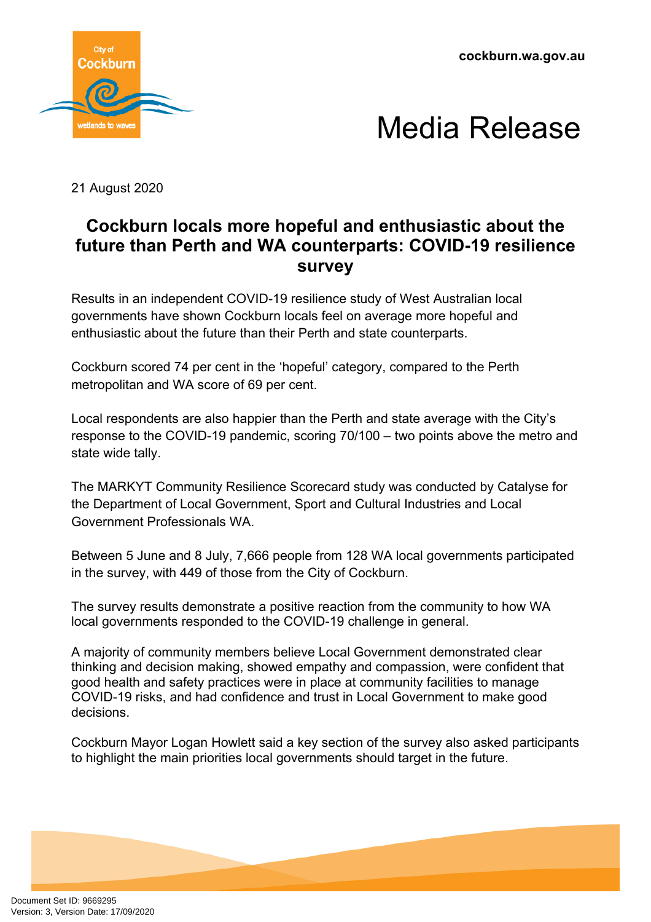cockburn.wa.gov.au

# Media Release

21 August 2020

## Cockburn locals more hopeful and enthusiastic about the future than Perth and WA counterparts: COVID-19 resilience survey

Results in an independent COVID-19 resilience study of West Australian local governments have shown Cockburn locals feel on average more hopeful and enthusiastic about the future than their Perth and state counterparts.

Cockburn scored 74 per cent in the 'hopeful' category, compared to the Perth metropolitan and WA score of 69 per cent.

Local respondents are also happier than the Perth and state average with the City's response to the COVID-19 pandemic, scoring 70/100 – two points above the metro and state wide tally.

The MARKYT Community Resilience Scorecard study was conducted by Catalyse for the Department of Local Government, Sport and Cultural Industries and Local Government Professionals WA.

Between 5 June and 8 July, 7,666 people from 128 WA local governments participated in the survey, with 449 of those from the City of Cockburn.

The survey results demonstrate a positive reaction from the community to how WA local governments responded to the COVID-19 challenge in general.

A majority of community members believe Local Government demonstrated clear thinking and decision making, showed empathy and compassion, were confident that good health and safety practices were in place at community facilities to manage COVID-19 risks, and had confidence and trust in Local Government to make good decisions.

Cockburn Mayor Logan Howlett said a key section of the survey also asked participants to highlight the main priorities local governments should target in the future.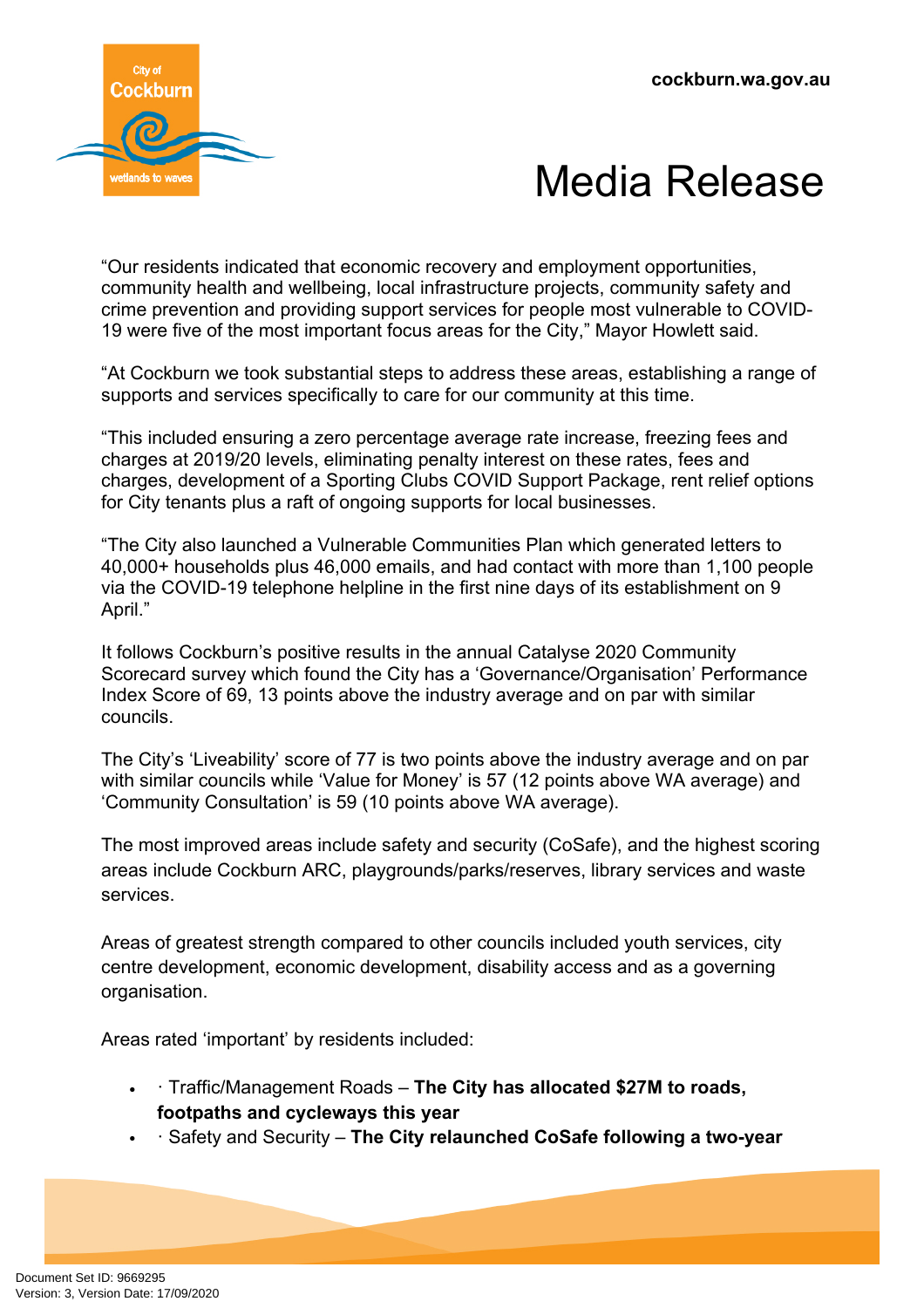"Our residents indicated that economic recovery and employment opportunities, community health and wellbeing, local infrastructure projects, community safety and crime prevention and providing support services for people most vulnerable to COVID-19 were five of the most important focus areas for the City," Mayor Howlett said.

"At Cockburn we took substantial steps to address these areas, establishing a range of supports and services specifically to care for our community at this time.

"This included ensuring a zero percentage average rate increase, freezing fees and charges at 2019/20 levels, eliminating penalty interest on these rates, fees and charges, development of a Sporting Clubs COVID Support Package, rent relief options for City tenants plus a raft of ongoing supports for local businesses.

"The City also launched a Vulnerable Communities Plan which generated letters to 40,000+ households plus 46,000 emails, and had contact with more than 1,100 people via the COVID-19 telephone helpline in the first nine days of its establishment on 9 April."

It follows Cockburn's positive results in the annual Catalyse 2020 Community Scorecard survey which found the City has a 'Governance/Organisation' Performance Index Score of 69, 13 points above the industry average and on par with similar councils.

The City's 'Liveability' score of 77 is two points above the industry average and on par with similar councils while 'Value for Money' is 57 (12 points above WA average) and 'Community Consultation' is 59 (10 points above WA average).

The most improved areas include safety and security (CoSafe), and the highest scoring areas include Cockburn ARC, playgrounds/parks/reserves, library services and waste services.

Areas of greatest strength compared to other councils included youth services, city centre development, economic development, disability access and as a governing organisation.

Areas rated 'important' by residents included:

- · Traffic/Management Roads – **The City has allocated $27M to roads, footpaths and cycleways this year**
- · Safety and Security – **The City relaunched CoSafe following a two-year**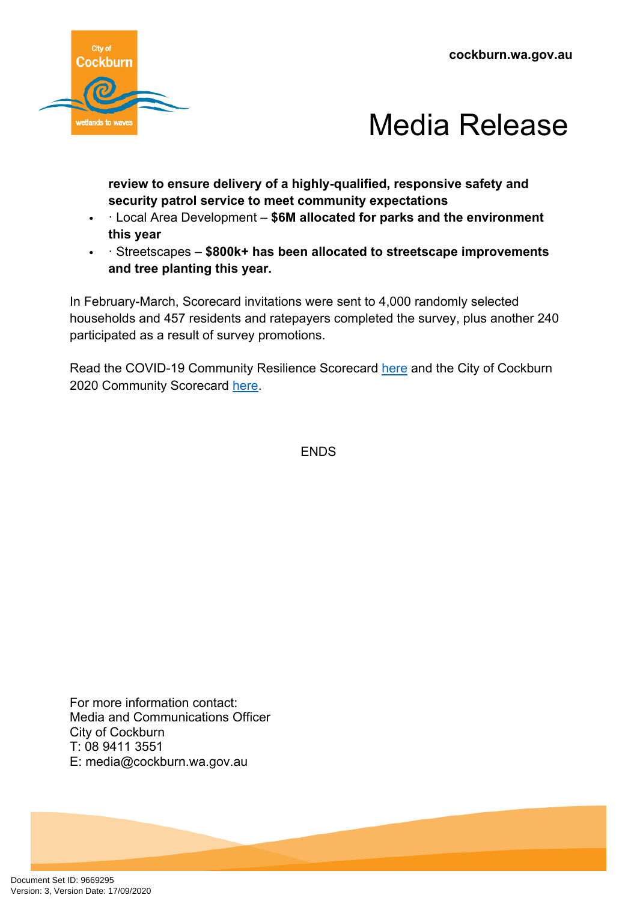**review to ensure delivery of a highly-qualified, responsive safety and security patrol service to meet community expectations**

- · Local Area Development – **$6M allocated for parks and the environment this year**
- · Streetscapes – **$800k+ has been allocated to streetscape improvements and tree planting this year.**

In February-March, Scorecard invitations were sent to 4,000 randomly selected households and 457 residents and ratepayers completed the survey, plus another 240 participated as a result of survey promotions.

Read the COVID-19 Community Resilience Scorecard here and the City of Cockburn 2020 Community Scorecard here.

ENDS

For more information contact:
Media and Communications Officer
City of Cockburn
T: 08 9411 3551
E: media@cockburn.wa.gov.au